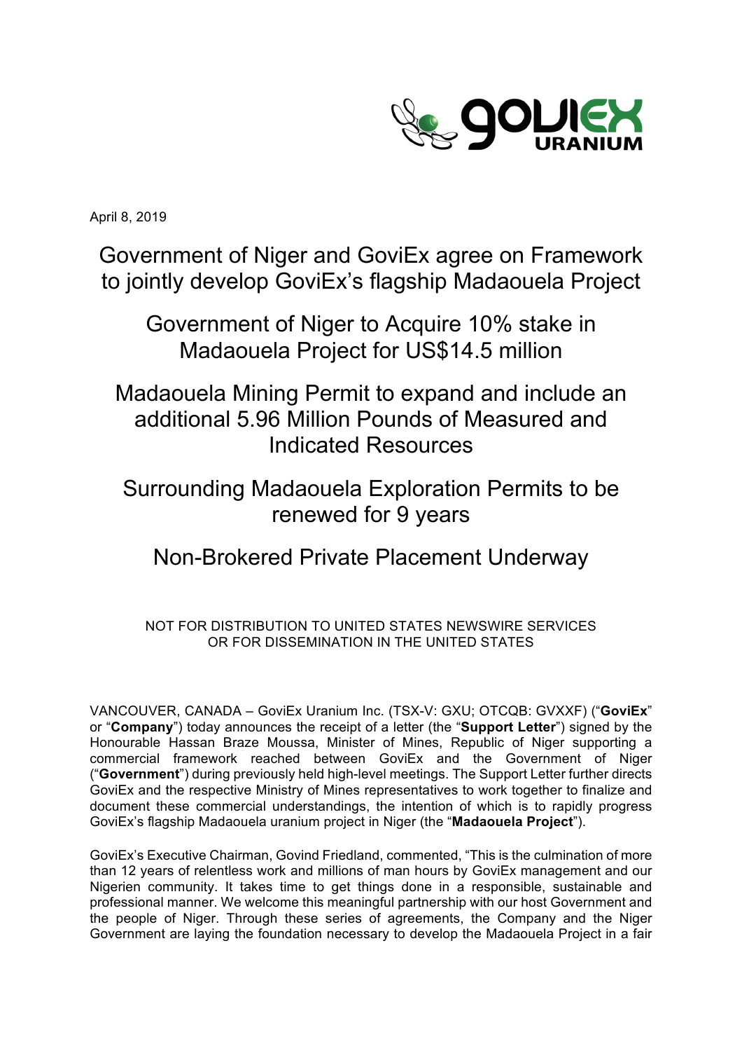April 8, 2019

# Government of Niger and GoviEx agree on Framework to jointly develop GoviEx's flagship Madaouela Project

# Government of Niger to Acquire 10% stake in Madaouela Project for US$14.5 million

# Madaouela Mining Permit to expand and include an additional 5.96 Million Pounds of Measured and Indicated Resources

# Surrounding Madaouela Exploration Permits to be renewed for 9 years

# Non-Brokered Private Placement Underway

NOT FOR DISTRIBUTION TO UNITED STATES NEWSWIRE SERVICES OR FOR DISSEMINATION IN THE UNITED STATES

VANCOUVER, CANADA – GoviEx Uranium Inc. (TSX-V: GXU; OTCQB: GVXXF) ("**GoviEx**" or "**Company**") today announces the receipt of a letter (the "**Support Letter**") signed by the Honourable Hassan Braze Moussa, Minister of Mines, Republic of Niger supporting a commercial framework reached between GoviEx and the Government of Niger ("**Government**") during previously held high-level meetings. The Support Letter further directs GoviEx and the respective Ministry of Mines representatives to work together to finalize and document these commercial understandings, the intention of which is to rapidly progress GoviEx's flagship Madaouela uranium project in Niger (the "**Madaouela Project**").

GoviEx's Executive Chairman, Govind Friedland, commented, "This is the culmination of more than 12 years of relentless work and millions of man hours by GoviEx management and our Nigerien community. It takes time to get things done in a responsible, sustainable and professional manner. We welcome this meaningful partnership with our host Government and the people of Niger. Through these series of agreements, the Company and the Niger Government are laying the foundation necessary to develop the Madaouela Project in a fair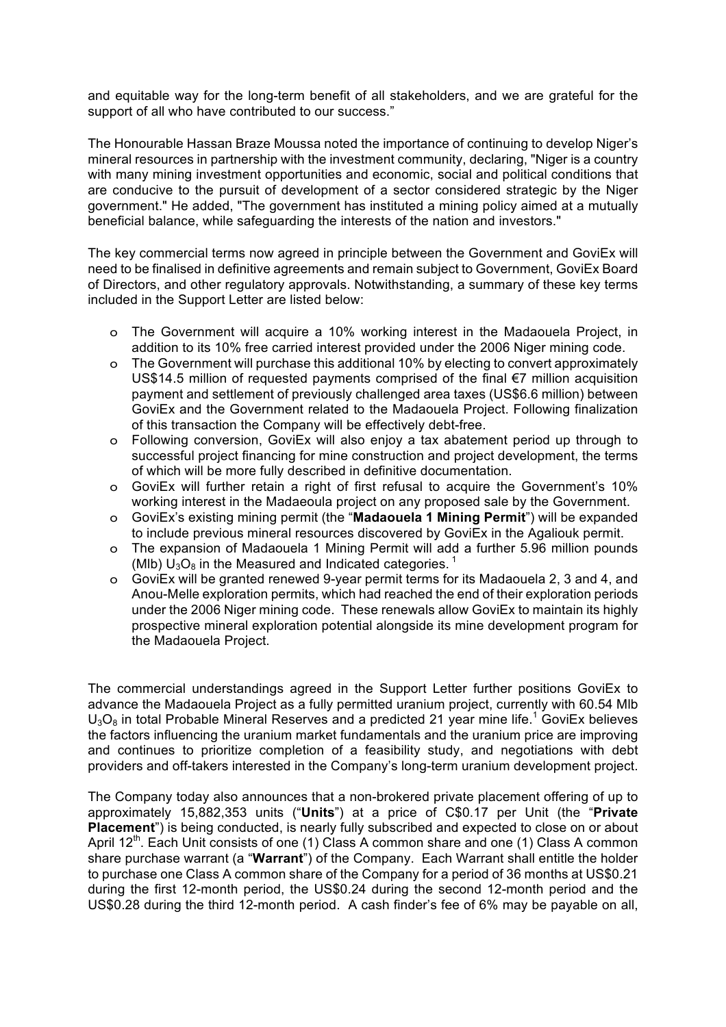and equitable way for the long-term benefit of all stakeholders, and we are grateful for the support of all who have contributed to our success."

The Honourable Hassan Braze Moussa noted the importance of continuing to develop Niger's mineral resources in partnership with the investment community, declaring, "Niger is a country with many mining investment opportunities and economic, social and political conditions that are conducive to the pursuit of development of a sector considered strategic by the Niger government." He added, "The government has instituted a mining policy aimed at a mutually beneficial balance, while safeguarding the interests of the nation and investors."

The key commercial terms now agreed in principle between the Government and GoviEx will need to be finalised in definitive agreements and remain subject to Government, GoviEx Board of Directors, and other regulatory approvals. Notwithstanding, a summary of these key terms included in the Support Letter are listed below:

- The Government will acquire a 10% working interest in the Madaouela Project, in addition to its 10% free carried interest provided under the 2006 Niger mining code.
- The Government will purchase this additional 10% by electing to convert approximately US$14.5 million of requested payments comprised of the final €7 million acquisition payment and settlement of previously challenged area taxes (US$6.6 million) between GoviEx and the Government related to the Madaouela Project. Following finalization of this transaction the Company will be effectively debt-free.
- Following conversion, GoviEx will also enjoy a tax abatement period up through to successful project financing for mine construction and project development, the terms of which will be more fully described in definitive documentation.
- GoviEx will further retain a right of first refusal to acquire the Government's 10% working interest in the Madaeoula project on any proposed sale by the Government.
- GoviEx's existing mining permit (the "**Madaouela 1 Mining Permit**") will be expanded to include previous mineral resources discovered by GoviEx in the Agaliouk permit.
- The expansion of Madaouela 1 Mining Permit will add a further 5.96 million pounds (Mlb) $U_3O_8$ in the Measured and Indicated categories. [1]
- GoviEx will be granted renewed 9-year permit terms for its Madaouela 2, 3 and 4, and Anou-Melle exploration permits, which had reached the end of their exploration periods under the 2006 Niger mining code. These renewals allow GoviEx to maintain its highly prospective mineral exploration potential alongside its mine development program for the Madaouela Project.

The commercial understandings agreed in the Support Letter further positions GoviEx to advance the Madaouela Project as a fully permitted uranium project, currently with 60.54 Mlb $U_3O_8$ in total Probable Mineral Reserves and a predicted 21 year mine life.[1] GoviEx believes the factors influencing the uranium market fundamentals and the uranium price are improving and continues to prioritize completion of a feasibility study, and negotiations with debt providers and off-takers interested in the Company's long-term uranium development project.

The Company today also announces that a non-brokered private placement offering of up to approximately 15,882,353 units ("**Units**") at a price of C$0.17 per Unit (the "**Private Placement**") is being conducted, is nearly fully subscribed and expected to close on or about April 12th. Each Unit consists of one (1) Class A common share and one (1) Class A common share purchase warrant (a "**Warrant**") of the Company. Each Warrant shall entitle the holder to purchase one Class A common share of the Company for a period of 36 months at US$0.21 during the first 12-month period, the US$0.24 during the second 12-month period and the US$0.28 during the third 12-month period. A cash finder's fee of 6% may be payable on all,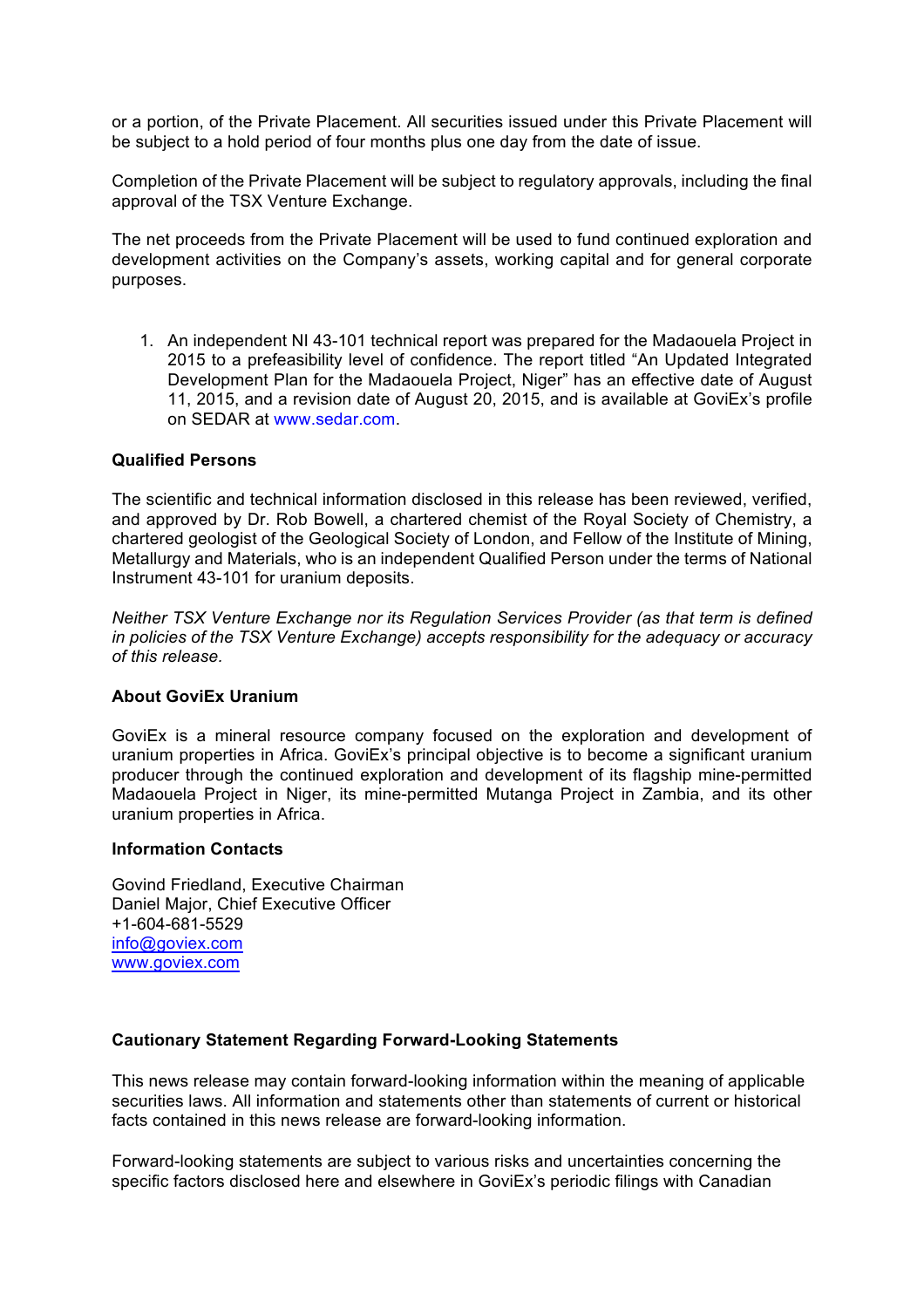or a portion, of the Private Placement. All securities issued under this Private Placement will be subject to a hold period of four months plus one day from the date of issue.

Completion of the Private Placement will be subject to regulatory approvals, including the final approval of the TSX Venture Exchange.

The net proceeds from the Private Placement will be used to fund continued exploration and development activities on the Company's assets, working capital and for general corporate purposes.

1. An independent NI 43-101 technical report was prepared for the Madaouela Project in 2015 to a prefeasibility level of confidence. The report titled "An Updated Integrated Development Plan for the Madaouela Project, Niger" has an effective date of August 11, 2015, and a revision date of August 20, 2015, and is available at GoviEx's profile on SEDAR at www.sedar.com.

**Qualified Persons**

The scientific and technical information disclosed in this release has been reviewed, verified, and approved by Dr. Rob Bowell, a chartered chemist of the Royal Society of Chemistry, a chartered geologist of the Geological Society of London, and Fellow of the Institute of Mining, Metallurgy and Materials, who is an independent Qualified Person under the terms of National Instrument 43-101 for uranium deposits.

*Neither TSX Venture Exchange nor its Regulation Services Provider (as that term is defined in policies of the TSX Venture Exchange) accepts responsibility for the adequacy or accuracy of this release.*

**About GoviEx Uranium**

GoviEx is a mineral resource company focused on the exploration and development of uranium properties in Africa. GoviEx's principal objective is to become a significant uranium producer through the continued exploration and development of its flagship mine-permitted Madaouela Project in Niger, its mine-permitted Mutanga Project in Zambia, and its other uranium properties in Africa.

**Information Contacts**

Govind Friedland, Executive Chairman
Daniel Major, Chief Executive Officer
+1-604-681-5529
info@goviex.com
www.goviex.com

**Cautionary Statement Regarding Forward-Looking Statements**

This news release may contain forward-looking information within the meaning of applicable securities laws. All information and statements other than statements of current or historical facts contained in this news release are forward-looking information.

Forward-looking statements are subject to various risks and uncertainties concerning the specific factors disclosed here and elsewhere in GoviEx's periodic filings with Canadian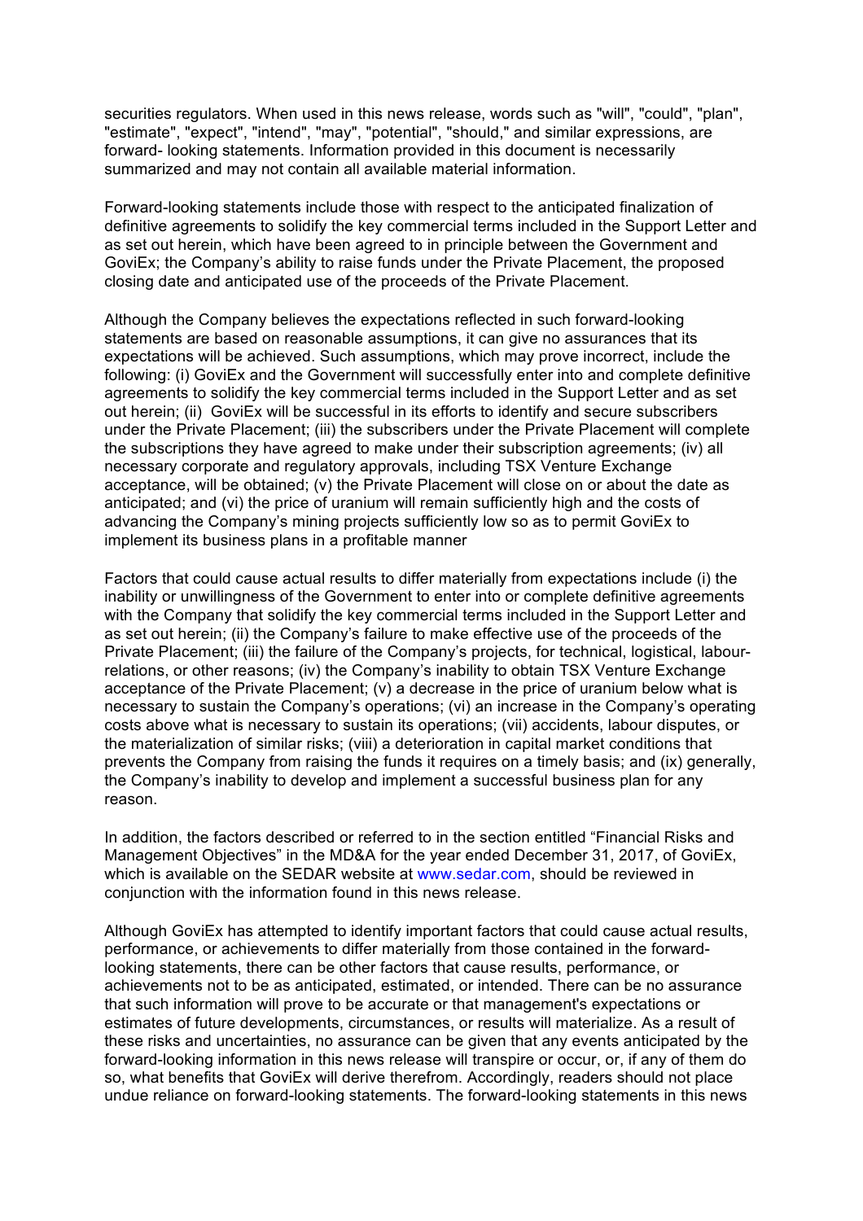securities regulators. When used in this news release, words such as "will", "could", "plan", "estimate", "expect", "intend", "may", "potential", "should," and similar expressions, are forward- looking statements. Information provided in this document is necessarily summarized and may not contain all available material information.

Forward-looking statements include those with respect to the anticipated finalization of definitive agreements to solidify the key commercial terms included in the Support Letter and as set out herein, which have been agreed to in principle between the Government and GoviEx; the Company's ability to raise funds under the Private Placement, the proposed closing date and anticipated use of the proceeds of the Private Placement.

Although the Company believes the expectations reflected in such forward-looking statements are based on reasonable assumptions, it can give no assurances that its expectations will be achieved. Such assumptions, which may prove incorrect, include the following: (i) GoviEx and the Government will successfully enter into and complete definitive agreements to solidify the key commercial terms included in the Support Letter and as set out herein; (ii) GoviEx will be successful in its efforts to identify and secure subscribers under the Private Placement; (iii) the subscribers under the Private Placement will complete the subscriptions they have agreed to make under their subscription agreements; (iv) all necessary corporate and regulatory approvals, including TSX Venture Exchange acceptance, will be obtained; (v) the Private Placement will close on or about the date as anticipated; and (vi) the price of uranium will remain sufficiently high and the costs of advancing the Company's mining projects sufficiently low so as to permit GoviEx to implement its business plans in a profitable manner

Factors that could cause actual results to differ materially from expectations include (i) the inability or unwillingness of the Government to enter into or complete definitive agreements with the Company that solidify the key commercial terms included in the Support Letter and as set out herein; (ii) the Company's failure to make effective use of the proceeds of the Private Placement; (iii) the failure of the Company's projects, for technical, logistical, labour-relations, or other reasons; (iv) the Company's inability to obtain TSX Venture Exchange acceptance of the Private Placement; (v) a decrease in the price of uranium below what is necessary to sustain the Company's operations; (vi) an increase in the Company's operating costs above what is necessary to sustain its operations; (vii) accidents, labour disputes, or the materialization of similar risks; (viii) a deterioration in capital market conditions that prevents the Company from raising the funds it requires on a timely basis; and (ix) generally, the Company's inability to develop and implement a successful business plan for any reason.

In addition, the factors described or referred to in the section entitled "Financial Risks and Management Objectives" in the MD&A for the year ended December 31, 2017, of GoviEx, which is available on the SEDAR website at www.sedar.com, should be reviewed in conjunction with the information found in this news release.

Although GoviEx has attempted to identify important factors that could cause actual results, performance, or achievements to differ materially from those contained in the forward-looking statements, there can be other factors that cause results, performance, or achievements not to be as anticipated, estimated, or intended. There can be no assurance that such information will prove to be accurate or that management's expectations or estimates of future developments, circumstances, or results will materialize. As a result of these risks and uncertainties, no assurance can be given that any events anticipated by the forward-looking information in this news release will transpire or occur, or, if any of them do so, what benefits that GoviEx will derive therefrom. Accordingly, readers should not place undue reliance on forward-looking statements. The forward-looking statements in this news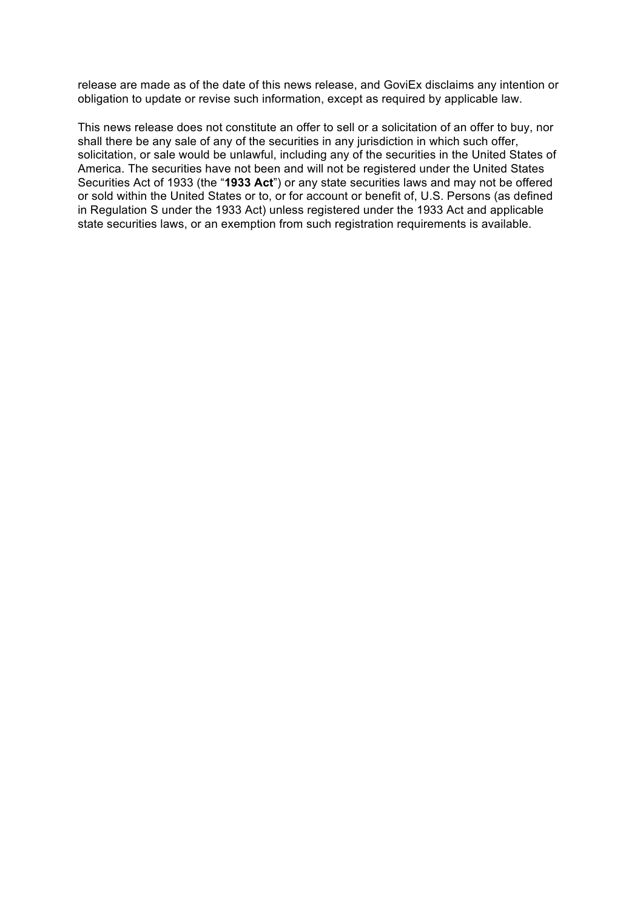release are made as of the date of this news release, and GoviEx disclaims any intention or obligation to update or revise such information, except as required by applicable law.

This news release does not constitute an offer to sell or a solicitation of an offer to buy, nor shall there be any sale of any of the securities in any jurisdiction in which such offer, solicitation, or sale would be unlawful, including any of the securities in the United States of America. The securities have not been and will not be registered under the United States Securities Act of 1933 (the "**1933 Act**") or any state securities laws and may not be offered or sold within the United States or to, or for account or benefit of, U.S. Persons (as defined in Regulation S under the 1933 Act) unless registered under the 1933 Act and applicable state securities laws, or an exemption from such registration requirements is available.